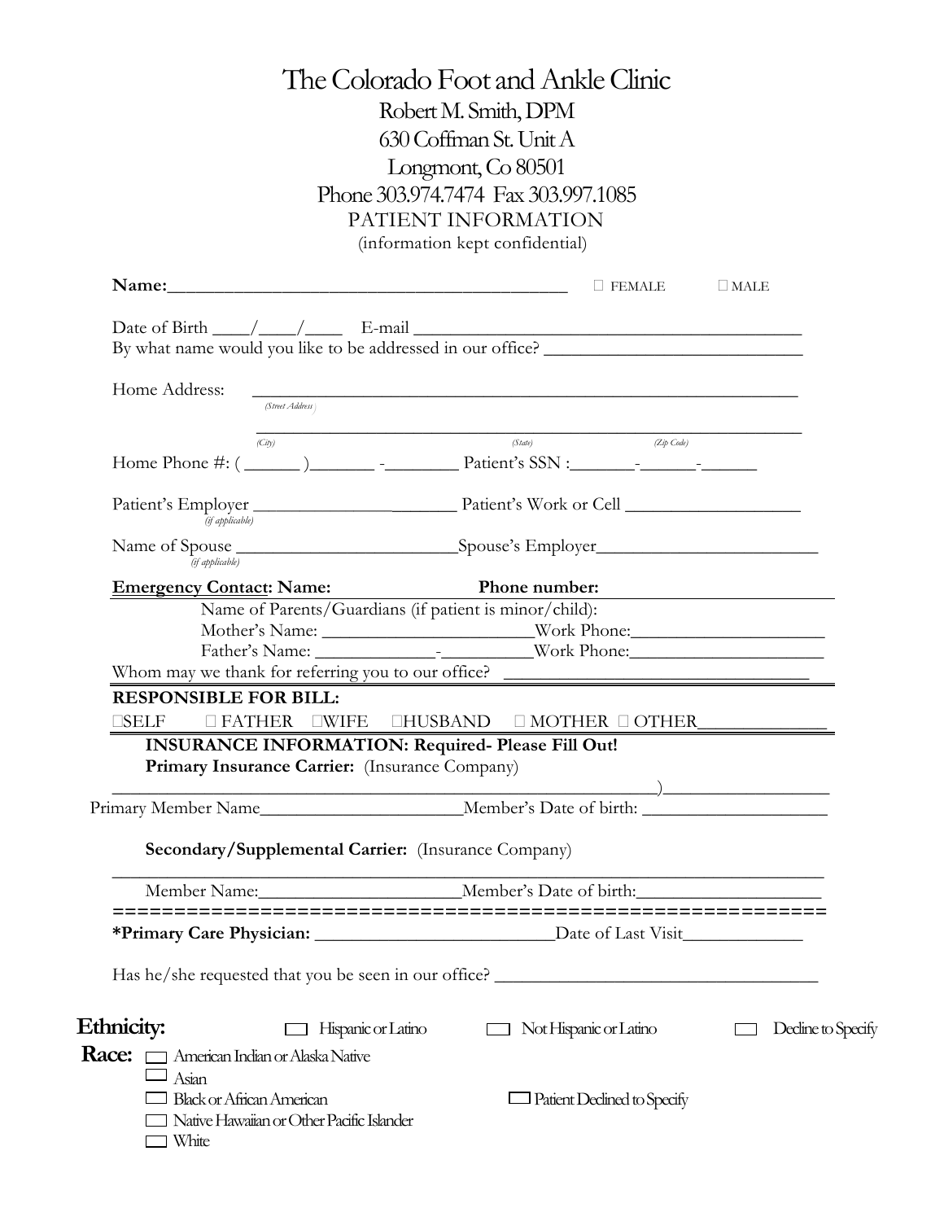# The Colorado Foot and Ankle Clinic

Robert M. Smith, DPM
630 Coffman St. Unit A
Longmont, Co 80501
Phone 303.974.7474 Fax 303.997.1085

## PATIENT INFORMATION

(information kept confidential)

**Name:**__________________________________________ ☐ FEMALE ☐ MALE

Date of Birth ____/____/____ E-mail ________________________________________

By what name would you like to be addressed in our office? ___________________________

Home Address: ____________________________________________________________
*(Street Address)*

____________________________________________________________
*(City) (State) (Zip Code)*

Home Phone #: ( ______ )_______ -________ Patient's SSN :_______-______-______

Patient's Employer _______________________ Patient's Work or Cell ___________________
*(if applicable)*

Name of Spouse _______________________Spouse's Employer_______________________
*(if applicable)*

**Emergency Contact: Name: Phone number:**

Name of Parents/Guardians (if patient is minor/child):

Mother's Name: _______________________Work Phone:_____________________

Father's Name: _____________-__________Work Phone:_____________________

Whom may we thank for referring you to our office? _________________________________

**RESPONSIBLE FOR BILL:**

☐SELF ☐ FATHER ☐WIFE ☐HUSBAND ☐ MOTHER ☐ OTHER_____________

**INSURANCE INFORMATION: Required- Please Fill Out!**

**Primary Insurance Carrier:** (Insurance Company)

_____________________________________________________________)__________________

Primary Member Name______________________Member's Date of birth: ____________________

**Secondary/Supplemental Carrier:** (Insurance Company)

________________________________________________________________________

Member Name:______________________Member's Date of birth:____________________

==========================================================

***Primary Care Physician:** __________________________Date of Last Visit_____________

Has he/she requested that you be seen in our office? ___________________________________

**Ethnicity:** ☐ Hispanic or Latino ☐ Not Hispanic or Latino ☐ Decline to Specify

**Race:**
☐ American Indian or Alaska Native
☐ Asian
☐ Black or African American
☐ Native Hawaiian or Other Pacific Islander
☐ White
☐ Patient Declined to Specify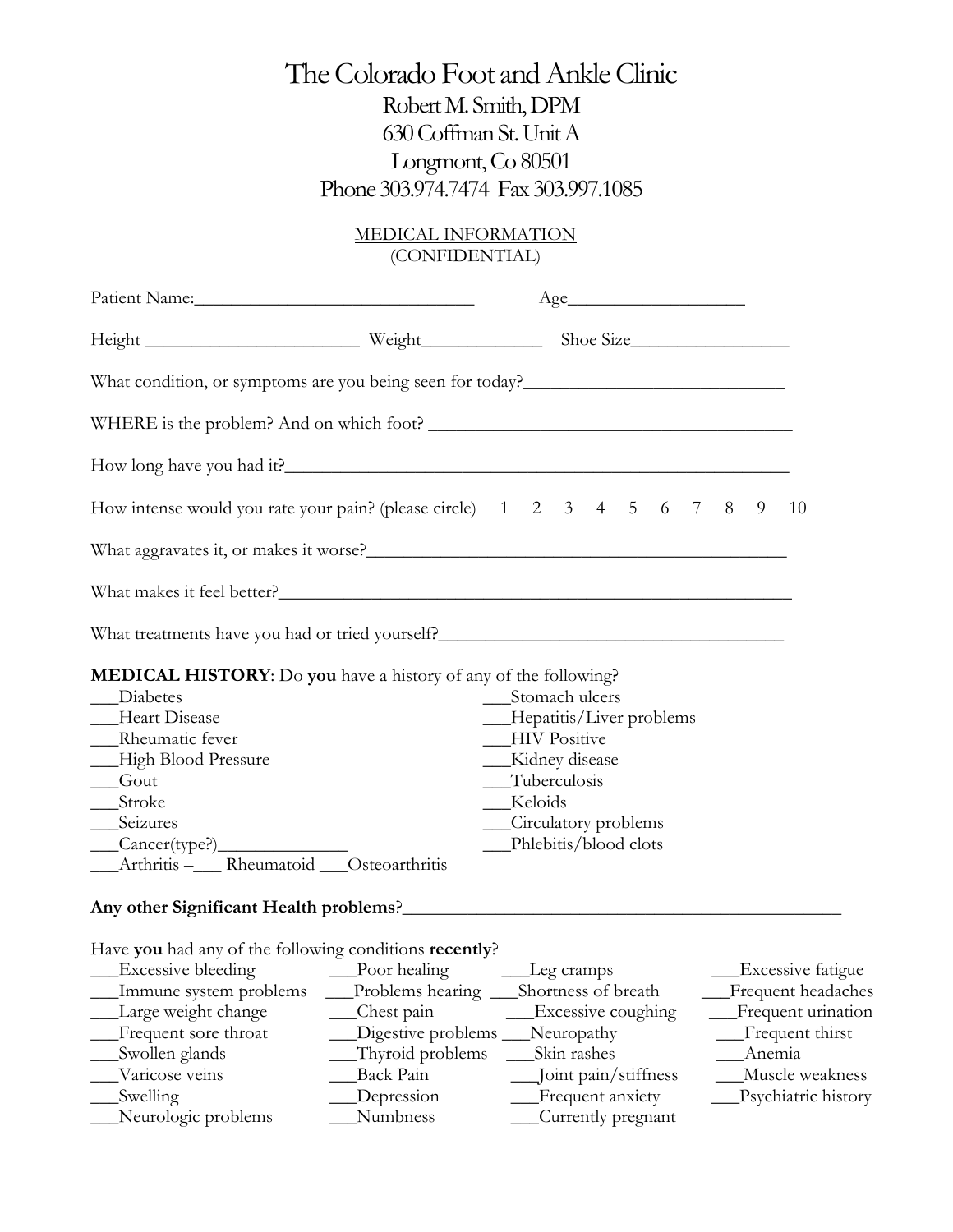# The Colorado Foot and Ankle Clinic

Robert M. Smith, DPM
630 Coffman St. Unit A
Longmont, Co 80501
Phone 303.974.7474 Fax 303.997.1085

MEDICAL INFORMATION
(CONFIDENTIAL)

Patient Name:_______________________________ Age__________________

Height ________________________ Weight_____________ Shoe Size_________________

What condition, or symptoms are you being seen for today?____________________________

WHERE is the problem? And on which foot? ______________________________________

How long have you had it?_______________________________________________________

How intense would you rate your pain? (please circle) 1 2 3 4 5 6 7 8 9 10

What aggravates it, or makes it worse?____________________________________________

What makes it feel better?_______________________________________________________

What treatments have you had or tried yourself?____________________________________

**MEDICAL HISTORY**: Do **you** have a history of any of the following?

___Diabetes
___Heart Disease
___Rheumatic fever
___High Blood Pressure
___Gout
___Stroke
___Seizures
___Cancer(type?)______________
___Arthritis –___ Rheumatoid ___Osteoarthritis
___Stomach ulcers
___Hepatitis/Liver problems
___HIV Positive
___Kidney disease
___Tuberculosis
___Keloids
___Circulatory problems
___Phlebitis/blood clots

**Any other Significant Health problems**?_______________________________________________

Have **you** had any of the following conditions **recently**?

___Excessive bleeding
___Immune system problems
___Large weight change
___Frequent sore throat
___Swollen glands
___Varicose veins
___Swelling
___Neurologic problems
___Poor healing
___Problems hearing
___Chest pain
___Digestive problems
___Thyroid problems
___Back Pain
___Depression
___Numbness
___Leg cramps
___Shortness of breath
___Excessive coughing
___Neuropathy
___Skin rashes
___Joint pain/stiffness
___Frequent anxiety
___Currently pregnant
___Excessive fatigue
___Frequent headaches
___Frequent urination
___Frequent thirst
___Anemia
___Muscle weakness
___Psychiatric history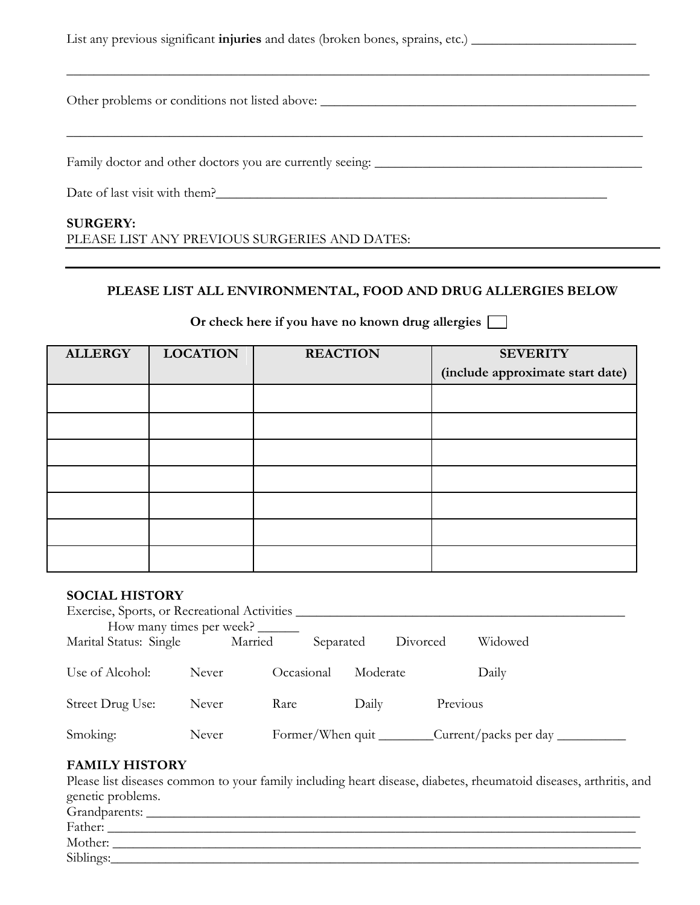List any previous significant **injuries** and dates (broken bones, sprains, etc.) ________________________

______________________________________________________________________________________

Other problems or conditions not listed above: ______________________________________________

______________________________________________________________________________________

Family doctor and other doctors you are currently seeing: ________________________________________

Date of last visit with them?____________________________________________________________

**SURGERY:**
PLEASE LIST ANY PREVIOUS SURGERIES AND DATES: ________________________________________

______________________________________________________________________________________

**PLEASE LIST ALL ENVIRONMENTAL, FOOD AND DRUG ALLERGIES BELOW**

**Or check here if you have no known drug allergies** ☐

| ALLERGY | LOCATION | REACTION | SEVERITY (include approximate start date) |
|---|---|---|---|
| | | | |
| | | | |
| | | | |
| | | | |
| | | | |
| | | | |
| | | | |

**SOCIAL HISTORY**
Exercise, Sports, or Recreational Activities ______________________________________________
How many times per week? ______
Marital Status: Single Married Separated Divorced Widowed

Use of Alcohol: Never Occasional Moderate Daily

Street Drug Use: Never Rare Daily Previous

Smoking: Never Former/When quit ________Current/packs per day __________

**FAMILY HISTORY**
Please list diseases common to your family including heart disease, diabetes, rheumatoid diseases, arthritis, and genetic problems.
Grandparents: ___________________________________________________________________________
Father: ________________________________________________________________________________
Mother: ________________________________________________________________________________
Siblings:________________________________________________________________________________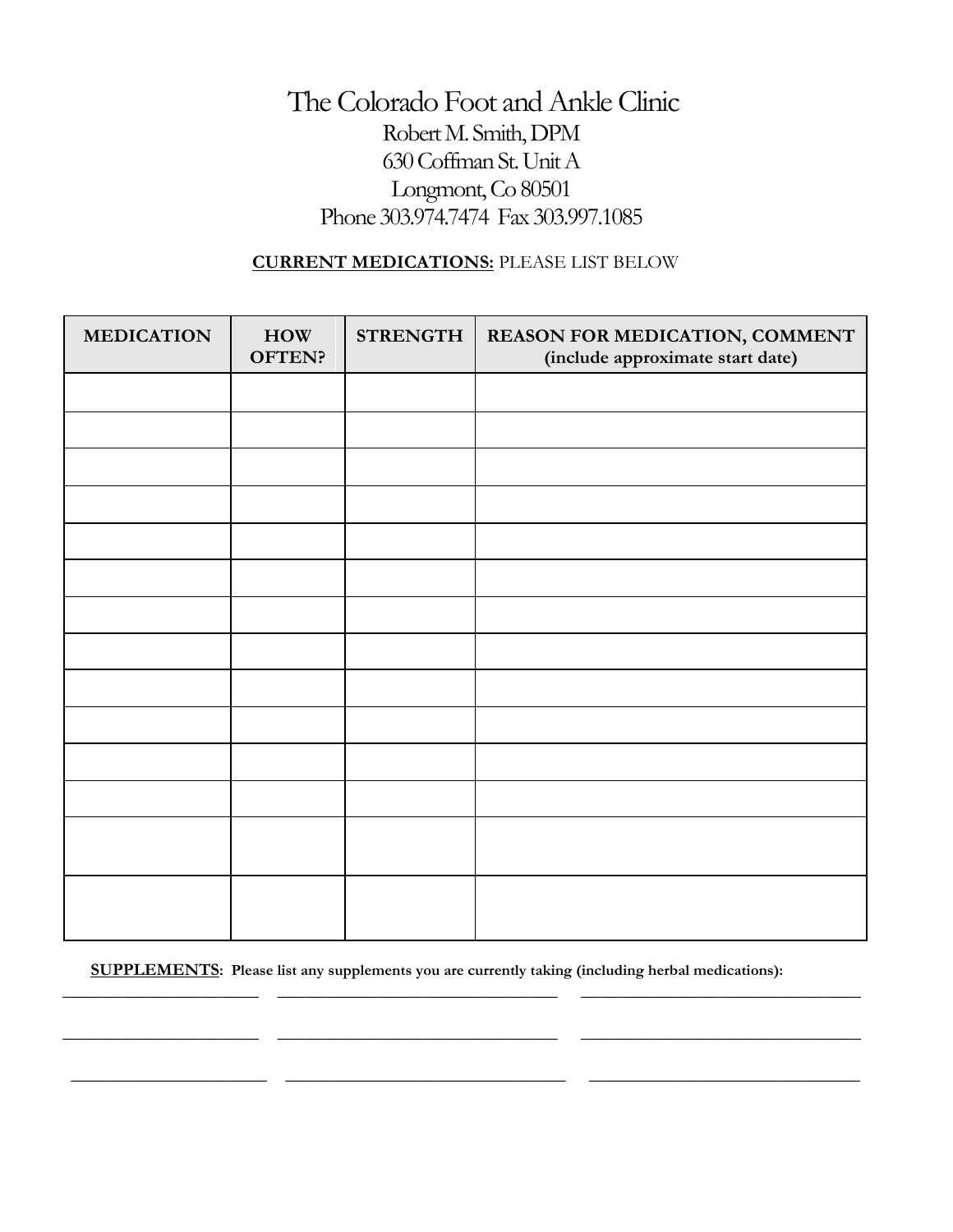# The Colorado Foot and Ankle Clinic

Robert M. Smith, DPM
630 Coffman St. Unit A
Longmont, Co 80501
Phone 303.974.7474 Fax 303.997.1085

**CURRENT MEDICATIONS:** PLEASE LIST BELOW

| MEDICATION | HOW OFTEN? | STRENGTH | REASON FOR MEDICATION, COMMENT (include approximate start date) |
|---|---|---|---|
| | | | |
| | | | |
| | | | |
| | | | |
| | | | |
| | | | |
| | | | |
| | | | |
| | | | |
| | | | |
| | | | |
| | | | |
| | | | |
| | | | |

**SUPPLEMENTS**: **Please list any supplements you are currently taking (including herbal medications):**

______________________ ______________________________ ______________________________

______________________ ______________________________ ______________________________

______________________ ______________________________ ______________________________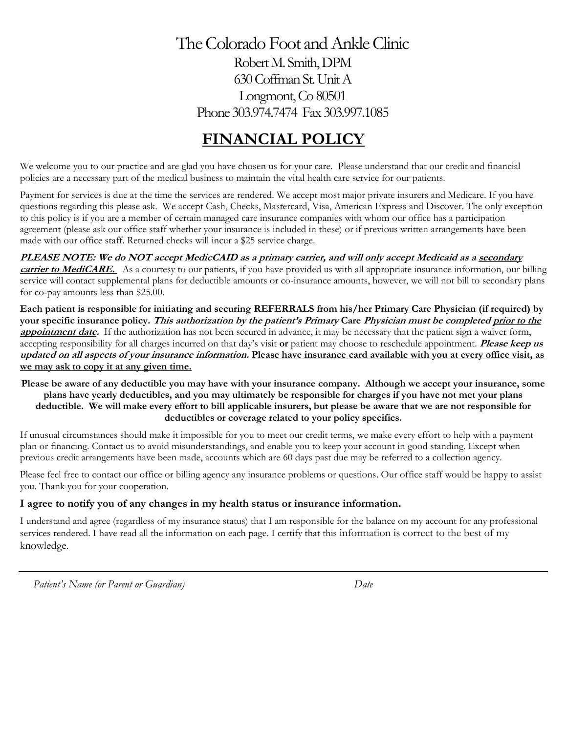# The Colorado Foot and Ankle Clinic

Robert M. Smith, DPM
630 Coffman St. Unit A
Longmont, Co 80501
Phone 303.974.7474 Fax 303.997.1085

## FINANCIAL POLICY

We welcome you to our practice and are glad you have chosen us for your care. Please understand that our credit and financial policies are a necessary part of the medical business to maintain the vital health care service for our patients.

Payment for services is due at the time the services are rendered. We accept most major private insurers and Medicare. If you have questions regarding this please ask. We accept Cash, Checks, Mastercard, Visa, American Express and Discover. The only exception to this policy is if you are a member of certain managed care insurance companies with whom our office has a participation agreement (please ask our office staff whether your insurance is included in these) or if previous written arrangements have been made with our office staff. Returned checks will incur a $25 service charge.

***PLEASE NOTE: We do NOT accept MedicCAID as a primary carrier, and will only accept Medicaid as a <u>secondary carrier to MediCARE.</u>*** As a courtesy to our patients, if you have provided us with all appropriate insurance information, our billing service will contact supplemental plans for deductible amounts or co-insurance amounts, however, we will not bill to secondary plans for co-pay amounts less than $25.00.

**Each patient is responsible for initiating and securing REFERRALS from his/her Primary Care Physician (if required) by your specific insurance policy. *This authorization by the patient's Primary* Care *Physician must be completed <u>prior to the appointment date</u>.*** If the authorization has not been secured in advance, it may be necessary that the patient sign a waiver form, accepting responsibility for all charges incurred on that day's visit **or** patient may choose to reschedule appointment. ***Please keep us updated on all aspects of your insurance information.*** **<u>Please have insurance card available with you at every office visit, as we may ask to copy it at any given time.</u>**

**Please be aware of any deductible you may have with your insurance company. Although we accept your insurance, some plans have yearly deductibles, and you may ultimately be responsible for charges if you have not met your plans deductible. We will make every effort to bill applicable insurers, but please be aware that we are not responsible for deductibles or coverage related to your policy specifics.**

If unusual circumstances should make it impossible for you to meet our credit terms, we make every effort to help with a payment plan or financing. Contact us to avoid misunderstandings, and enable you to keep your account in good standing. Except when previous credit arrangements have been made, accounts which are 60 days past due may be referred to a collection agency.

Please feel free to contact our office or billing agency any insurance problems or questions. Our office staff would be happy to assist you. Thank you for your cooperation.

**I agree to notify you of any changes in my health status or insurance information.**

I understand and agree (regardless of my insurance status) that I am responsible for the balance on my account for any professional services rendered. I have read all the information on each page. I certify that this information is correct to the best of my knowledge.

___________________________________________________________________________

*Patient's Name (or Parent or Guardian)* *Date*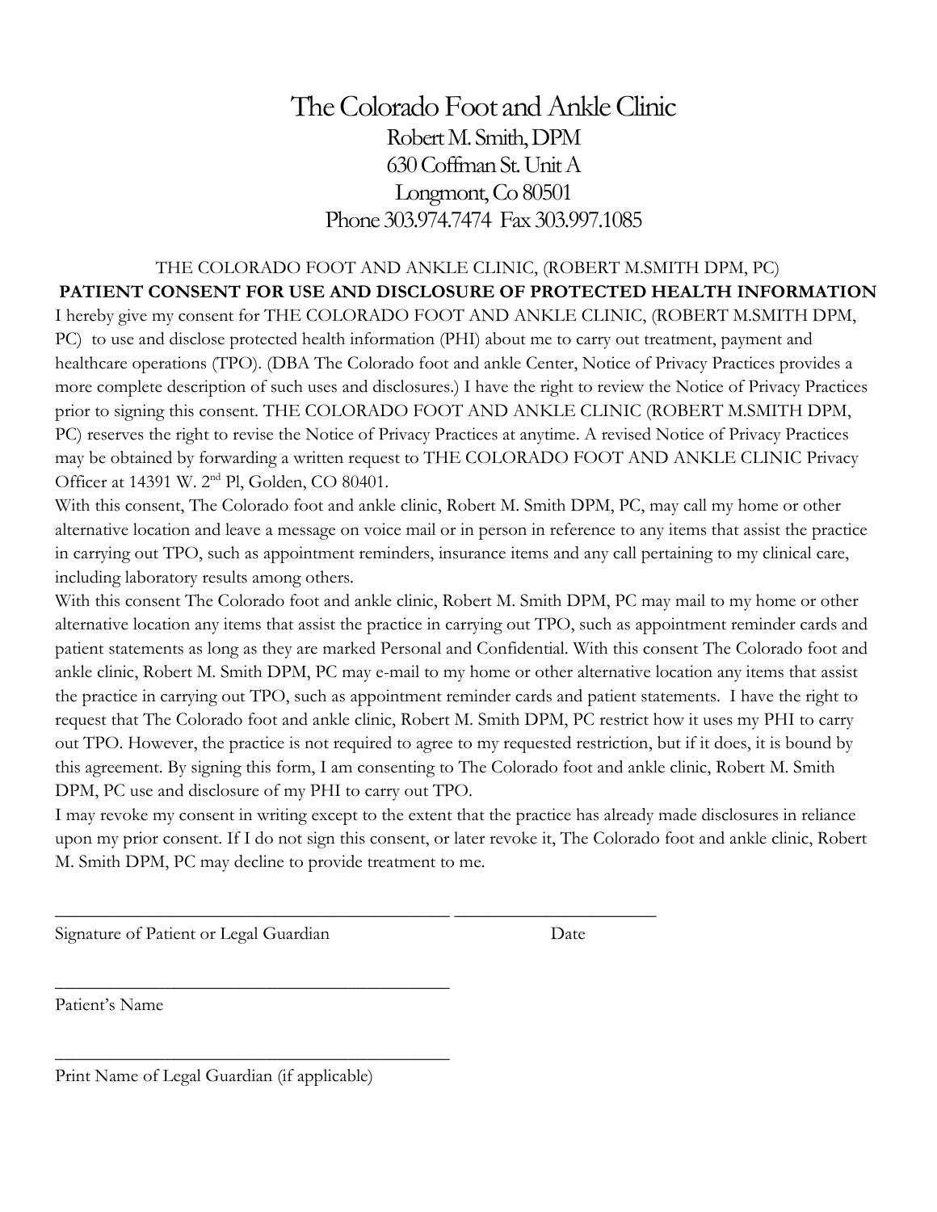# The Colorado Foot and Ankle Clinic

Robert M. Smith, DPM
630 Coffman St. Unit A
Longmont, Co 80501
Phone 303.974.7474 Fax 303.997.1085

THE COLORADO FOOT AND ANKLE CLINIC, (ROBERT M.SMITH DPM, PC)

**PATIENT CONSENT FOR USE AND DISCLOSURE OF PROTECTED HEALTH INFORMATION**

I hereby give my consent for THE COLORADO FOOT AND ANKLE CLINIC, (ROBERT M.SMITH DPM, PC) to use and disclose protected health information (PHI) about me to carry out treatment, payment and healthcare operations (TPO). (DBA The Colorado foot and ankle Center, Notice of Privacy Practices provides a more complete description of such uses and disclosures.) I have the right to review the Notice of Privacy Practices prior to signing this consent. THE COLORADO FOOT AND ANKLE CLINIC (ROBERT M.SMITH DPM, PC) reserves the right to revise the Notice of Privacy Practices at anytime. A revised Notice of Privacy Practices may be obtained by forwarding a written request to THE COLORADO FOOT AND ANKLE CLINIC Privacy Officer at 14391 W. 2nd Pl, Golden, CO 80401.

With this consent, The Colorado foot and ankle clinic, Robert M. Smith DPM, PC, may call my home or other alternative location and leave a message on voice mail or in person in reference to any items that assist the practice in carrying out TPO, such as appointment reminders, insurance items and any call pertaining to my clinical care, including laboratory results among others.

With this consent The Colorado foot and ankle clinic, Robert M. Smith DPM, PC may mail to my home or other alternative location any items that assist the practice in carrying out TPO, such as appointment reminder cards and patient statements as long as they are marked Personal and Confidential. With this consent The Colorado foot and ankle clinic, Robert M. Smith DPM, PC may e-mail to my home or other alternative location any items that assist the practice in carrying out TPO, such as appointment reminder cards and patient statements. I have the right to request that The Colorado foot and ankle clinic, Robert M. Smith DPM, PC restrict how it uses my PHI to carry out TPO. However, the practice is not required to agree to my requested restriction, but if it does, it is bound by this agreement. By signing this form, I am consenting to The Colorado foot and ankle clinic, Robert M. Smith DPM, PC use and disclosure of my PHI to carry out TPO.

I may revoke my consent in writing except to the extent that the practice has already made disclosures in reliance upon my prior consent. If I do not sign this consent, or later revoke it, The Colorado foot and ankle clinic, Robert M. Smith DPM, PC may decline to provide treatment to me.

_____________________________________________ ______________________

Signature of Patient or Legal Guardian Date

_____________________________________________

Patient's Name

_____________________________________________

Print Name of Legal Guardian (if applicable)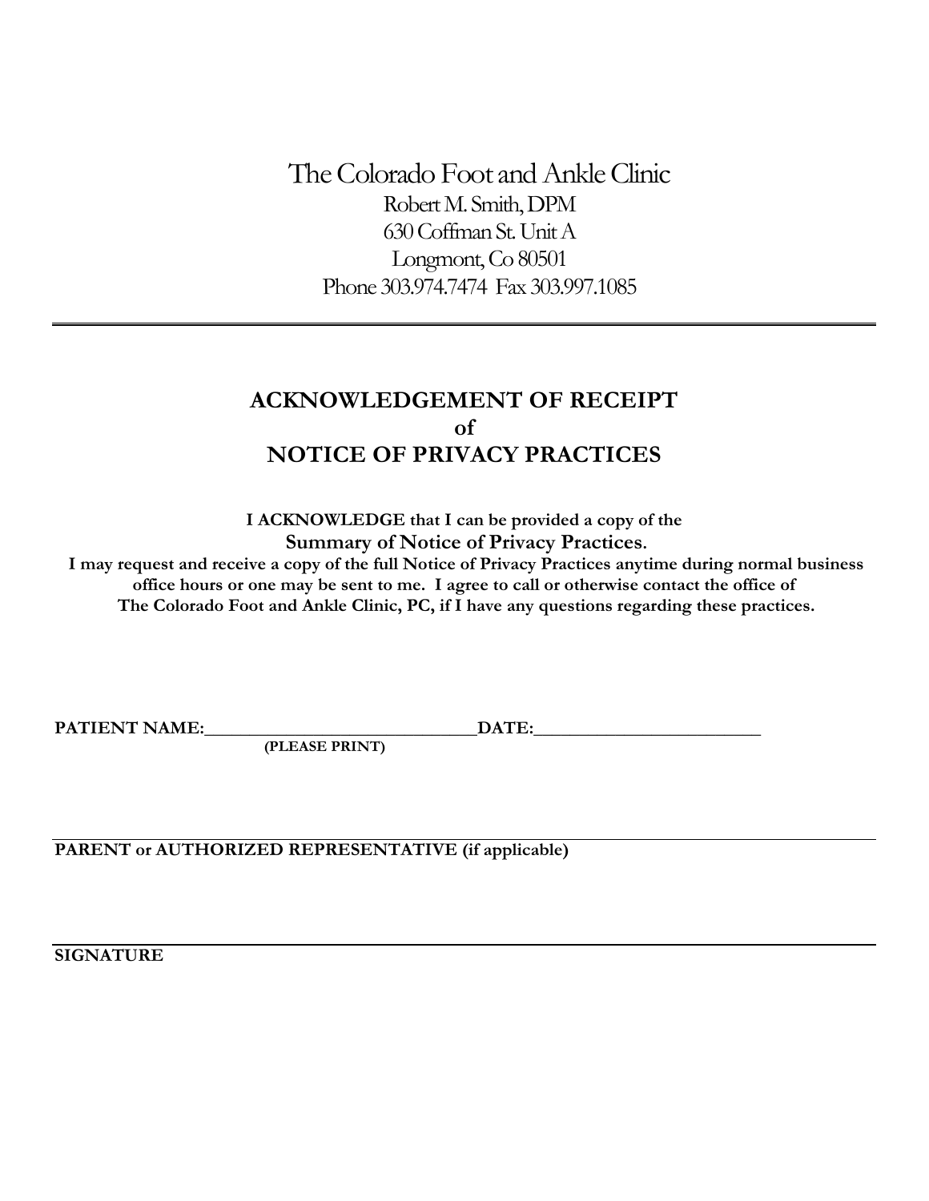The Colorado Foot and Ankle Clinic
Robert M. Smith, DPM
630 Coffman St. Unit A
Longmont, Co 80501
Phone 303.974.7474 Fax 303.997.1085

---

# ACKNOWLEDGEMENT OF RECEIPT of NOTICE OF PRIVACY PRACTICES

**I ACKNOWLEDGE that I can be provided a copy of the Summary of Notice of Privacy Practices.**
**I may request and receive a copy of the full Notice of Privacy Practices anytime during normal business office hours or one may be sent to me. I agree to call or otherwise contact the office of The Colorado Foot and Ankle Clinic, PC, if I have any questions regarding these practices.**

**PATIENT NAME:**______________________________**DATE:**_________________________
**(PLEASE PRINT)**

______________________________________________________________________________
**PARENT or AUTHORIZED REPRESENTATIVE (if applicable)**

______________________________________________________________________________
**SIGNATURE**